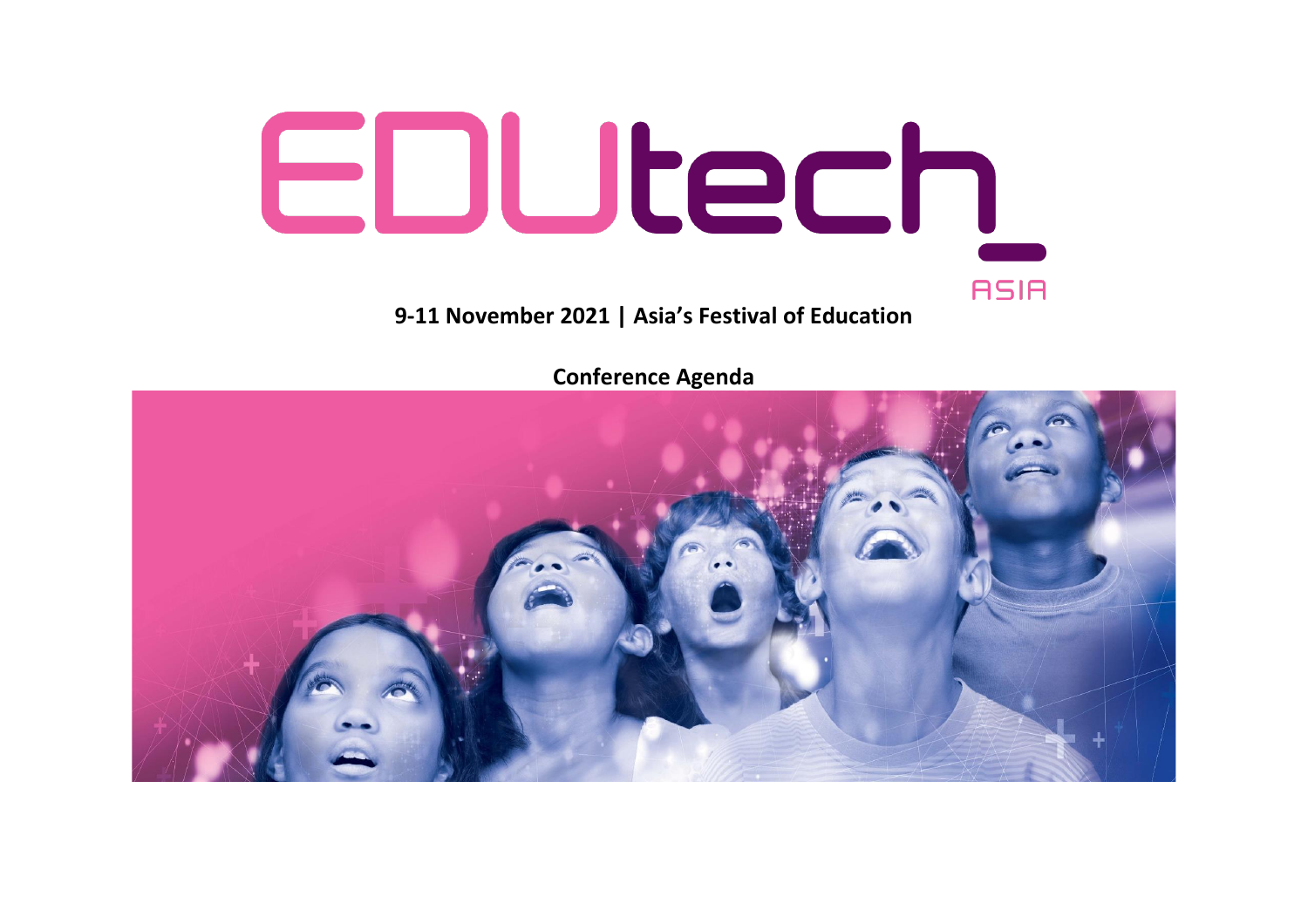# EDUtech_ ASIA

**9-11 November 2021 | Asia's Festival of Education**

## Conference Agenda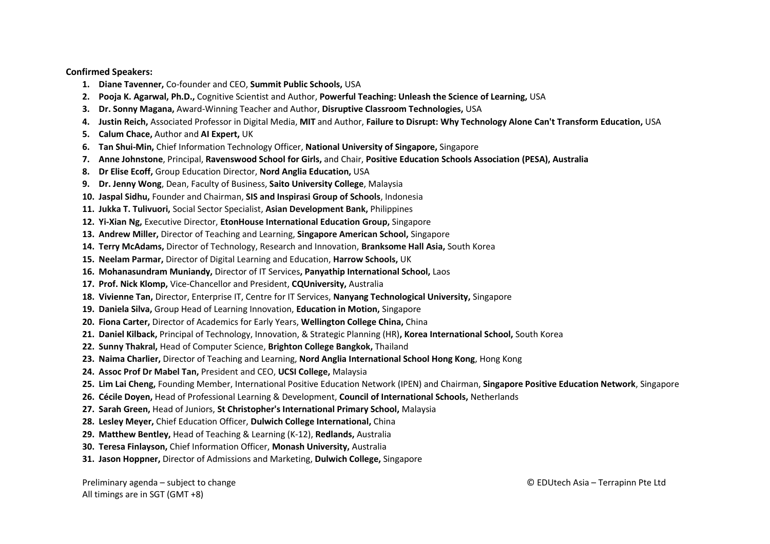**Confirmed Speakers:**

1. **Diane Tavenner,** Co-founder and CEO, **Summit Public Schools,** USA
2. **Pooja K. Agarwal, Ph.D.,** Cognitive Scientist and Author, **Powerful Teaching: Unleash the Science of Learning,** USA
3. **Dr. Sonny Magana,** Award-Winning Teacher and Author, **Disruptive Classroom Technologies,** USA
4. **Justin Reich,** Associated Professor in Digital Media, **MIT** and Author, **Failure to Disrupt: Why Technology Alone Can't Transform Education,** USA
5. **Calum Chace,** Author and **AI Expert,** UK
6. **Tan Shui-Min,** Chief Information Technology Officer, **National University of Singapore,** Singapore
7. **Anne Johnstone**, Principal, **Ravenswood School for Girls,** and Chair, **Positive Education Schools Association (PESA), Australia**
8. **Dr Elise Ecoff,** Group Education Director, **Nord Anglia Education,** USA
9. **Dr. Jenny Wong**, Dean, Faculty of Business, **Saito University College**, Malaysia
10. **Jaspal Sidhu,** Founder and Chairman, **SIS and Inspirasi Group of Schools**, Indonesia
11. **Jukka T. Tulivuori,** Social Sector Specialist, **Asian Development Bank,** Philippines
12. **Yi-Xian Ng,** Executive Director, **EtonHouse International Education Group,** Singapore
13. **Andrew Miller,** Director of Teaching and Learning, **Singapore American School,** Singapore
14. **Terry McAdams,** Director of Technology, Research and Innovation, **Branksome Hall Asia,** South Korea
15. **Neelam Parmar,** Director of Digital Learning and Education, **Harrow Schools,** UK
16. **Mohanasundram Muniandy,** Director of IT Services**, Panyathip International School,** Laos
17. **Prof. Nick Klomp,** Vice-Chancellor and President, **CQUniversity,** Australia
18. **Vivienne Tan,** Director, Enterprise IT, Centre for IT Services, **Nanyang Technological University,** Singapore
19. **Daniela Silva,** Group Head of Learning Innovation, **Education in Motion,** Singapore
20. **Fiona Carter,** Director of Academics for Early Years, **Wellington College China,** China
21. **Daniel Kilback,** Principal of Technology, Innovation, & Strategic Planning (HR)**, Korea International School,** South Korea
22. **Sunny Thakral,** Head of Computer Science, **Brighton College Bangkok,** Thailand
23. **Naima Charlier,** Director of Teaching and Learning, **Nord Anglia International School Hong Kong**, Hong Kong
24. **Assoc Prof Dr Mabel Tan,** President and CEO, **UCSI College,** Malaysia
25. **Lim Lai Cheng,** Founding Member, International Positive Education Network (IPEN) and Chairman, **Singapore Positive Education Network**, Singapore
26. **Cécile Doyen,** Head of Professional Learning & Development, **Council of International Schools,** Netherlands
27. **Sarah Green,** Head of Juniors, **St Christopher's International Primary School,** Malaysia
28. **Lesley Meyer,** Chief Education Officer, **Dulwich College International,** China
29. **Matthew Bentley,** Head of Teaching & Learning (K-12), **Redlands,** Australia
30. **Teresa Finlayson,** Chief Information Officer, **Monash University,** Australia
31. **Jason Hoppner,** Director of Admissions and Marketing, **Dulwich College,** Singapore

Preliminary agenda – subject to change
All timings are in SGT (GMT +8)

© EDUtech Asia – Terrapinn Pte Ltd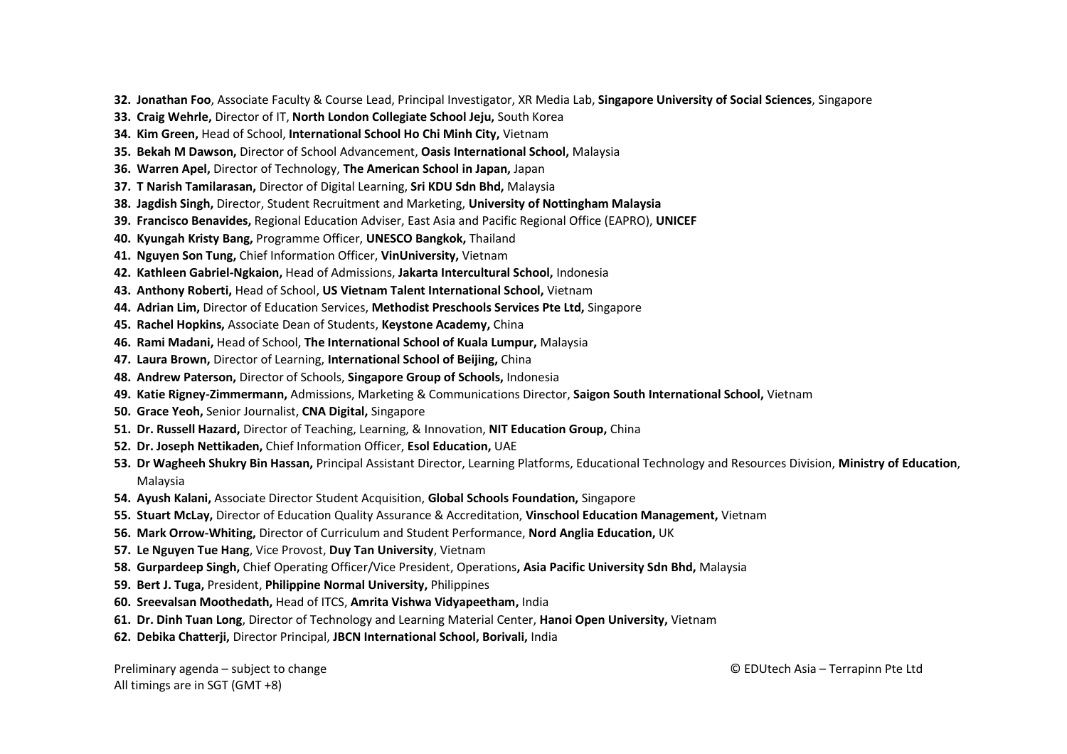32. **Jonathan Foo**, Associate Faculty & Course Lead, Principal Investigator, XR Media Lab, **Singapore University of Social Sciences**, Singapore
33. **Craig Wehrle,** Director of IT, **North London Collegiate School Jeju,** South Korea
34. **Kim Green,** Head of School, **International School Ho Chi Minh City,** Vietnam
35. **Bekah M Dawson,** Director of School Advancement, **Oasis International School,** Malaysia
36. **Warren Apel,** Director of Technology, **The American School in Japan,** Japan
37. **T Narish Tamilarasan,** Director of Digital Learning, **Sri KDU Sdn Bhd,** Malaysia
38. **Jagdish Singh,** Director, Student Recruitment and Marketing, **University of Nottingham Malaysia**
39. **Francisco Benavides,** Regional Education Adviser, East Asia and Pacific Regional Office (EAPRO), **UNICEF**
40. **Kyungah Kristy Bang,** Programme Officer, **UNESCO Bangkok,** Thailand
41. **Nguyen Son Tung,** Chief Information Officer, **VinUniversity,** Vietnam
42. **Kathleen Gabriel-Ngkaion,** Head of Admissions, **Jakarta Intercultural School,** Indonesia
43. **Anthony Roberti,** Head of School, **US Vietnam Talent International School,** Vietnam
44. **Adrian Lim,** Director of Education Services, **Methodist Preschools Services Pte Ltd,** Singapore
45. **Rachel Hopkins,** Associate Dean of Students, **Keystone Academy,** China
46. **Rami Madani,** Head of School, **The International School of Kuala Lumpur,** Malaysia
47. **Laura Brown,** Director of Learning, **International School of Beijing,** China
48. **Andrew Paterson,** Director of Schools, **Singapore Group of Schools,** Indonesia
49. **Katie Rigney-Zimmermann,** Admissions, Marketing & Communications Director, **Saigon South International School,** Vietnam
50. **Grace Yeoh,** Senior Journalist, **CNA Digital,** Singapore
51. **Dr. Russell Hazard,** Director of Teaching, Learning, & Innovation, **NIT Education Group,** China
52. **Dr. Joseph Nettikaden,** Chief Information Officer, **Esol Education,** UAE
53. **Dr Wagheeh Shukry Bin Hassan,** Principal Assistant Director, Learning Platforms, Educational Technology and Resources Division, **Ministry of Education**, Malaysia
54. **Ayush Kalani,** Associate Director Student Acquisition, **Global Schools Foundation,** Singapore
55. **Stuart McLay,** Director of Education Quality Assurance & Accreditation, **Vinschool Education Management,** Vietnam
56. **Mark Orrow-Whiting,** Director of Curriculum and Student Performance, **Nord Anglia Education,** UK
57. **Le Nguyen Tue Hang**, Vice Provost, **Duy Tan University**, Vietnam
58. **Gurpardeep Singh,** Chief Operating Officer/Vice President, Operations**, Asia Pacific University Sdn Bhd,** Malaysia
59. **Bert J. Tuga,** President, **Philippine Normal University,** Philippines
60. **Sreevalsan Moothedath,** Head of ITCS, **Amrita Vishwa Vidyapeetham,** India
61. **Dr. Dinh Tuan Long**, Director of Technology and Learning Material Center, **Hanoi Open University,** Vietnam
62. **Debika Chatterji,** Director Principal, **JBCN International School, Borivali,** India

Preliminary agenda – subject to change
All timings are in SGT (GMT +8)

© EDUtech Asia – Terrapinn Pte Ltd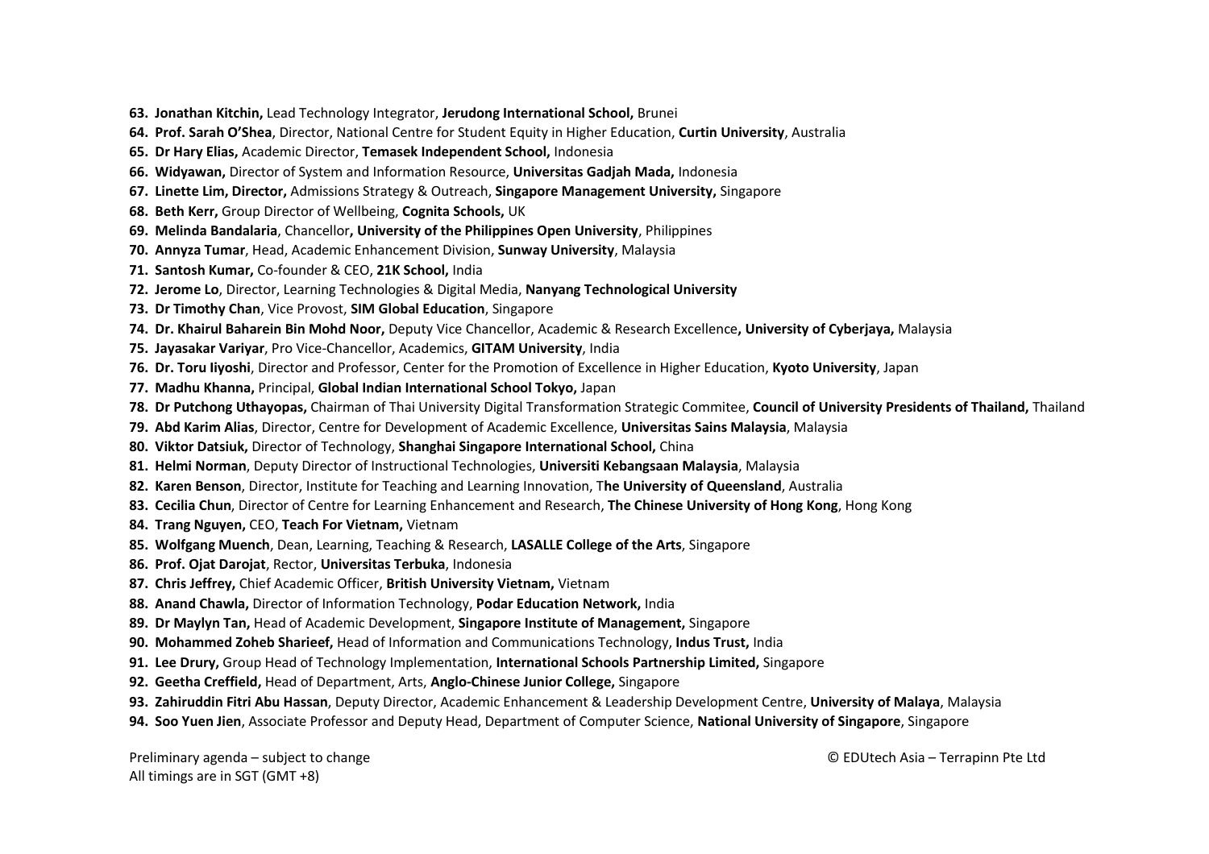63. **Jonathan Kitchin,** Lead Technology Integrator, **Jerudong International School,** Brunei
64. **Prof. Sarah O'Shea**, Director, National Centre for Student Equity in Higher Education, **Curtin University**, Australia
65. **Dr Hary Elias,** Academic Director, **Temasek Independent School,** Indonesia
66. **Widyawan,** Director of System and Information Resource, **Universitas Gadjah Mada,** Indonesia
67. **Linette Lim, Director,** Admissions Strategy & Outreach, **Singapore Management University,** Singapore
68. **Beth Kerr,** Group Director of Wellbeing, **Cognita Schools,** UK
69. **Melinda Bandalaria**, Chancellor**, University of the Philippines Open University**, Philippines
70. **Annyza Tumar**, Head, Academic Enhancement Division, **Sunway University**, Malaysia
71. **Santosh Kumar,** Co-founder & CEO, **21K School,** India
72. **Jerome Lo**, Director, Learning Technologies & Digital Media, **Nanyang Technological University**
73. **Dr Timothy Chan**, Vice Provost, **SIM Global Education**, Singapore
74. **Dr. Khairul Baharein Bin Mohd Noor,** Deputy Vice Chancellor, Academic & Research Excellence**, University of Cyberjaya,** Malaysia
75. **Jayasakar Variyar**, Pro Vice-Chancellor, Academics, **GITAM University**, India
76. **Dr. Toru Iiyoshi**, Director and Professor, Center for the Promotion of Excellence in Higher Education, **Kyoto University**, Japan
77. **Madhu Khanna,** Principal, **Global Indian International School Tokyo,** Japan
78. **Dr Putchong Uthayopas,** Chairman of Thai University Digital Transformation Strategic Commitee, **Council of University Presidents of Thailand,** Thailand
79. **Abd Karim Alias**, Director, Centre for Development of Academic Excellence, **Universitas Sains Malaysia**, Malaysia
80. **Viktor Datsiuk,** Director of Technology, **Shanghai Singapore International School,** China
81. **Helmi Norman**, Deputy Director of Instructional Technologies, **Universiti Kebangsaan Malaysia**, Malaysia
82. **Karen Benson**, Director, Institute for Teaching and Learning Innovation, T**he University of Queensland**, Australia
83. **Cecilia Chun**, Director of Centre for Learning Enhancement and Research, **The Chinese University of Hong Kong**, Hong Kong
84. **Trang Nguyen,** CEO, **Teach For Vietnam,** Vietnam
85. **Wolfgang Muench**, Dean, Learning, Teaching & Research, **LASALLE College of the Arts**, Singapore
86. **Prof. Ojat Darojat**, Rector, **Universitas Terbuka**, Indonesia
87. **Chris Jeffrey,** Chief Academic Officer, **British University Vietnam,** Vietnam
88. **Anand Chawla,** Director of Information Technology, **Podar Education Network,** India
89. **Dr Maylyn Tan,** Head of Academic Development, **Singapore Institute of Management,** Singapore
90. **Mohammed Zoheb Sharieef,** Head of Information and Communications Technology, **Indus Trust,** India
91. **Lee Drury,** Group Head of Technology Implementation, **International Schools Partnership Limited,** Singapore
92. **Geetha Creffield,** Head of Department, Arts, **Anglo-Chinese Junior College,** Singapore
93. **Zahiruddin Fitri Abu Hassan**, Deputy Director, Academic Enhancement & Leadership Development Centre, **University of Malaya**, Malaysia
94. **Soo Yuen Jien**, Associate Professor and Deputy Head, Department of Computer Science, **National University of Singapore**, Singapore

Preliminary agenda – subject to change
All timings are in SGT (GMT +8)

© EDUtech Asia – Terrapinn Pte Ltd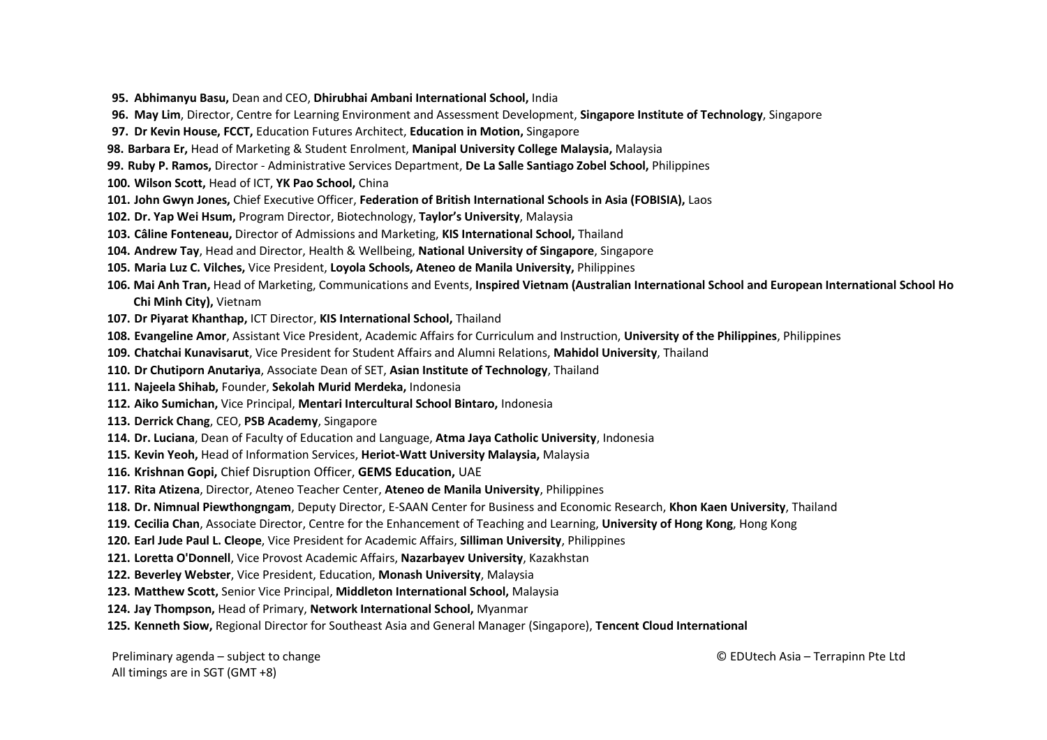95. **Abhimanyu Basu,** Dean and CEO, **Dhirubhai Ambani International School,** India
96. **May Lim**, Director, Centre for Learning Environment and Assessment Development, **Singapore Institute of Technology**, Singapore
97. **Dr Kevin House, FCCT,** Education Futures Architect, **Education in Motion,** Singapore
98. **Barbara Er,** Head of Marketing & Student Enrolment, **Manipal University College Malaysia,** Malaysia
99. **Ruby P. Ramos,** Director - Administrative Services Department, **De La Salle Santiago Zobel School,** Philippines
100. **Wilson Scott,** Head of ICT, **YK Pao School,** China
101. **John Gwyn Jones,** Chief Executive Officer, **Federation of British International Schools in Asia (FOBISIA),** Laos
102. **Dr. Yap Wei Hsum,** Program Director, Biotechnology, **Taylor's University**, Malaysia
103. **Câline Fonteneau,** Director of Admissions and Marketing, **KIS International School,** Thailand
104. **Andrew Tay**, Head and Director, Health & Wellbeing, **National University of Singapore**, Singapore
105. **Maria Luz C. Vilches,** Vice President, **Loyola Schools, Ateneo de Manila University,** Philippines
106. **Mai Anh Tran,** Head of Marketing, Communications and Events, **Inspired Vietnam (Australian International School and European International School Ho Chi Minh City),** Vietnam
107. **Dr Piyarat Khanthap,** ICT Director, **KIS International School,** Thailand
108. **Evangeline Amor**, Assistant Vice President, Academic Affairs for Curriculum and Instruction, **University of the Philippines**, Philippines
109. **Chatchai Kunavisarut**, Vice President for Student Affairs and Alumni Relations, **Mahidol University**, Thailand
110. **Dr Chutiporn Anutariya**, Associate Dean of SET, **Asian Institute of Technology**, Thailand
111. **Najeela Shihab,** Founder, **Sekolah Murid Merdeka,** Indonesia
112. **Aiko Sumichan,** Vice Principal, **Mentari Intercultural School Bintaro,** Indonesia
113. **Derrick Chang**, CEO, **PSB Academy**, Singapore
114. **Dr. Luciana**, Dean of Faculty of Education and Language, **Atma Jaya Catholic University**, Indonesia
115. **Kevin Yeoh,** Head of Information Services, **Heriot-Watt University Malaysia,** Malaysia
116. **Krishnan Gopi,** Chief Disruption Officer, **GEMS Education,** UAE
117. **Rita Atizena**, Director, Ateneo Teacher Center, **Ateneo de Manila University**, Philippines
118. **Dr. Nimnual Piewthongngam**, Deputy Director, E-SAAN Center for Business and Economic Research, **Khon Kaen University**, Thailand
119. **Cecilia Chan**, Associate Director, Centre for the Enhancement of Teaching and Learning, **University of Hong Kong**, Hong Kong
120. **Earl Jude Paul L. Cleope**, Vice President for Academic Affairs, **Silliman University**, Philippines
121. **Loretta O'Donnell**, Vice Provost Academic Affairs, **Nazarbayev University**, Kazakhstan
122. **Beverley Webster**, Vice President, Education, **Monash University**, Malaysia
123. **Matthew Scott,** Senior Vice Principal, **Middleton International School,** Malaysia
124. **Jay Thompson,** Head of Primary, **Network International School,** Myanmar
125. **Kenneth Siow,** Regional Director for Southeast Asia and General Manager (Singapore), **Tencent Cloud International**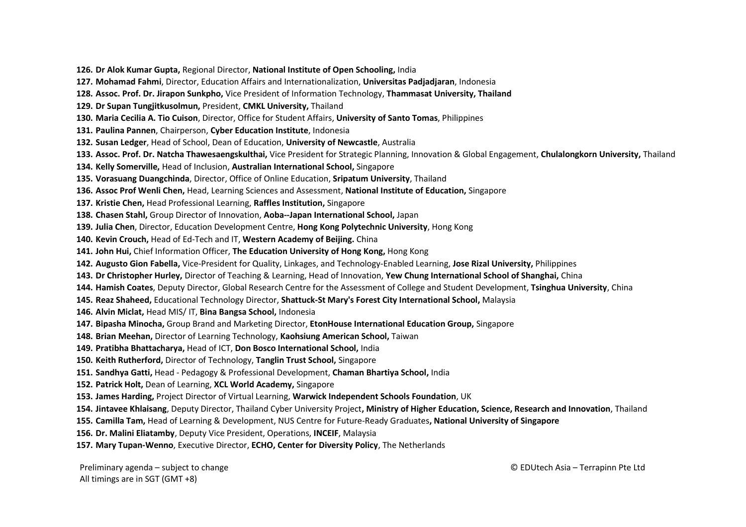126. **Dr Alok Kumar Gupta,** Regional Director, **National Institute of Open Schooling,** India
127. **Mohamad Fahmi**, Director, Education Affairs and Internationalization, **Universitas Padjadjaran**, Indonesia
128. **Assoc. Prof. Dr. Jirapon Sunkpho,** Vice President of Information Technology, **Thammasat University, Thailand**
129. **Dr Supan Tungjitkusolmun,** President, **CMKL University,** Thailand
130. **Maria Cecilia A. Tio Cuison**, Director, Office for Student Affairs, **University of Santo Tomas**, Philippines
131. **Paulina Pannen**, Chairperson, **Cyber Education Institute**, Indonesia
132. **Susan Ledger**, Head of School, Dean of Education, **University of Newcastle**, Australia
133. **Assoc. Prof. Dr. Natcha Thawesaengskulthai,** Vice President for Strategic Planning, Innovation & Global Engagement, **Chulalongkorn University,** Thailand
134. **Kelly Somerville,** Head of Inclusion, **Australian International School,** Singapore
135. **Vorasuang Duangchinda**, Director, Office of Online Education, **Sripatum University**, Thailand
136. **Assoc Prof Wenli Chen,** Head, Learning Sciences and Assessment, **National Institute of Education,** Singapore
137. **Kristie Chen,** Head Professional Learning, **Raffles Institution,** Singapore
138. **Chasen Stahl,** Group Director of Innovation, **Aoba--Japan International School,** Japan
139. **Julia Chen**, Director, Education Development Centre, **Hong Kong Polytechnic University**, Hong Kong
140. **Kevin Crouch,** Head of Ed-Tech and IT, **Western Academy of Beijing.** China
141. **John Hui,** Chief Information Officer, **The Education University of Hong Kong,** Hong Kong
142. **Augusto Gion Fabella,** Vice-President for Quality, Linkages, and Technology-Enabled Learning, **Jose Rizal University,** Philippines
143. **Dr Christopher Hurley,** Director of Teaching & Learning, Head of Innovation, **Yew Chung International School of Shanghai,** China
144. **Hamish Coates**, Deputy Director, Global Research Centre for the Assessment of College and Student Development, **Tsinghua University**, China
145. **Reaz Shaheed,** Educational Technology Director, **Shattuck-St Mary's Forest City International School,** Malaysia
146. **Alvin Miclat,** Head MIS/ IT, **Bina Bangsa School,** Indonesia
147. **Bipasha Minocha,** Group Brand and Marketing Director, **EtonHouse International Education Group,** Singapore
148. **Brian Meehan,** Director of Learning Technology, **Kaohsiung American School,** Taiwan
149. **Pratibha Bhattacharya,** Head of ICT, **Don Bosco International School,** India
150. **Keith Rutherford,** Director of Technology, **Tanglin Trust School,** Singapore
151. **Sandhya Gatti,** Head - Pedagogy & Professional Development, **Chaman Bhartiya School,** India
152. **Patrick Holt,** Dean of Learning, **XCL World Academy,** Singapore
153. **James Harding,** Project Director of Virtual Learning, **Warwick Independent Schools Foundation**, UK
154. **Jintavee Khlaisang**, Deputy Director, Thailand Cyber University Project**, Ministry of Higher Education, Science, Research and Innovation**, Thailand
155. **Camilla Tam,** Head of Learning & Development, NUS Centre for Future-Ready Graduates**, National University of Singapore**
156. **Dr. Malini Eliatamby**, Deputy Vice President, Operations, **INCEIF**, Malaysia
157. **Mary Tupan-Wenno**, Executive Director, **ECHO, Center for Diversity Policy**, The Netherlands

Preliminary agenda – subject to change
All timings are in SGT (GMT +8)

© EDUtech Asia – Terrapinn Pte Ltd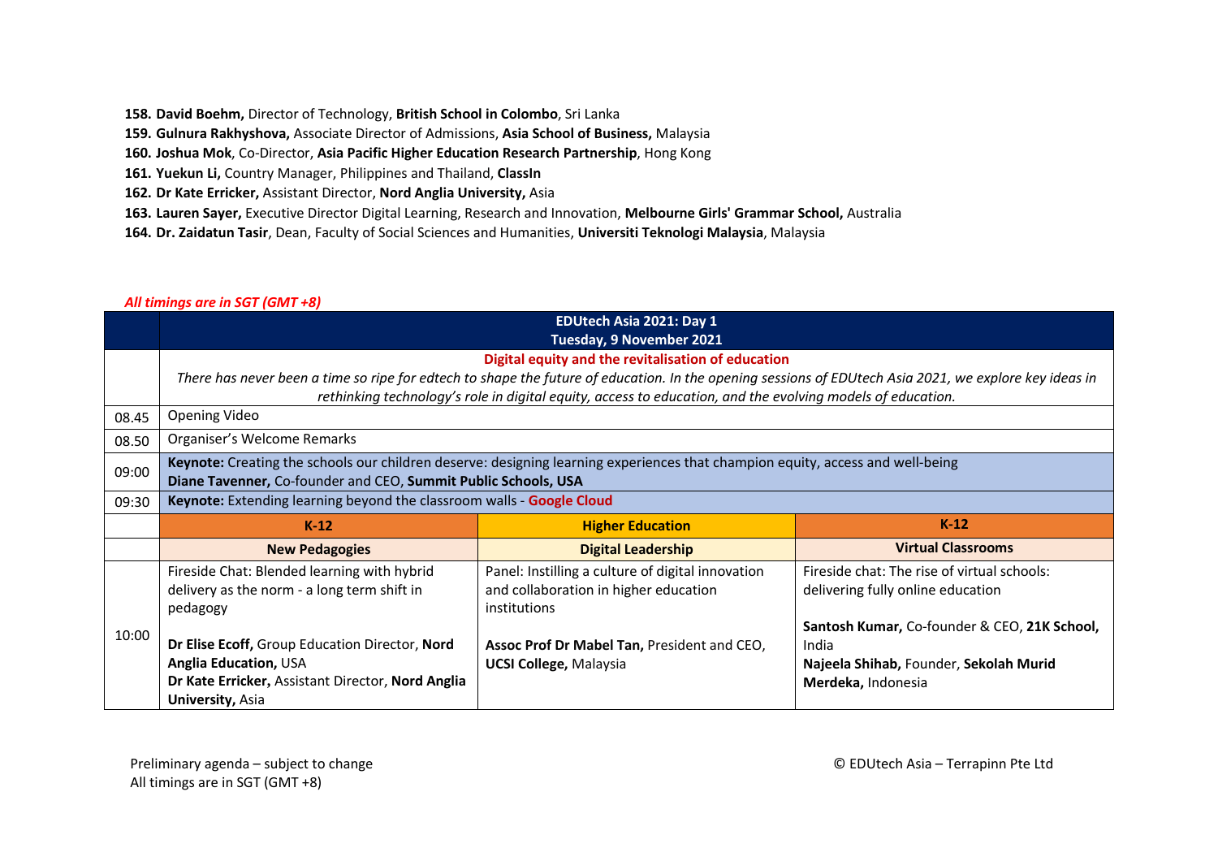158. **David Boehm,** Director of Technology, **British School in Colombo**, Sri Lanka
159. **Gulnura Rakhyshova,** Associate Director of Admissions, **Asia School of Business,** Malaysia
160. **Joshua Mok**, Co-Director, **Asia Pacific Higher Education Research Partnership**, Hong Kong
161. **Yuekun Li,** Country Manager, Philippines and Thailand, **ClassIn**
162. **Dr Kate Erricker,** Assistant Director, **Nord Anglia University,** Asia
163. **Lauren Sayer,** Executive Director Digital Learning, Research and Innovation, **Melbourne Girls' Grammar School,** Australia
164. **Dr. Zaidatun Tasir**, Dean, Faculty of Social Sciences and Humanities, **Universiti Teknologi Malaysia**, Malaysia

***All timings are in SGT (GMT +8)***

| | **EDUtech Asia 2021: Day 1**<br>**Tuesday, 9 November 2021** | | |
|---|---|---|---|
| | **Digital equity and the revitalisation of education**<br>*There has never been a time so ripe for edtech to shape the future of education. In the opening sessions of EDUtech Asia 2021, we explore key ideas in rethinking technology's role in digital equity, access to education, and the evolving models of education.* | | |
| 08.45 | Opening Video | | |
| 08.50 | Organiser's Welcome Remarks | | |
| 09:00 | **Keynote:** Creating the schools our children deserve: designing learning experiences that champion equity, access and well-being<br>**Diane Tavenner,** Co-founder and CEO, **Summit Public Schools, USA** | | |
| 09:30 | **Keynote:** Extending learning beyond the classroom walls - **Google Cloud** | | |
| | **K-12** | **Higher Education** | **K-12** |
| | **New Pedagogies** | **Digital Leadership** | **Virtual Classrooms** |
| 10:00 | Fireside Chat: Blended learning with hybrid delivery as the norm - a long term shift in pedagogy<br><br>**Dr Elise Ecoff,** Group Education Director, **Nord Anglia Education,** USA<br>**Dr Kate Erricker,** Assistant Director, **Nord Anglia University,** Asia | Panel: Instilling a culture of digital innovation and collaboration in higher education institutions<br><br>**Assoc Prof Dr Mabel Tan,** President and CEO, **UCSI College,** Malaysia | Fireside chat: The rise of virtual schools: delivering fully online education<br><br>**Santosh Kumar,** Co-founder & CEO, **21K School,** India<br>**Najeela Shihab,** Founder, **Sekolah Murid Merdeka,** Indonesia |

Preliminary agenda – subject to change
All timings are in SGT (GMT +8)

© EDUtech Asia – Terrapinn Pte Ltd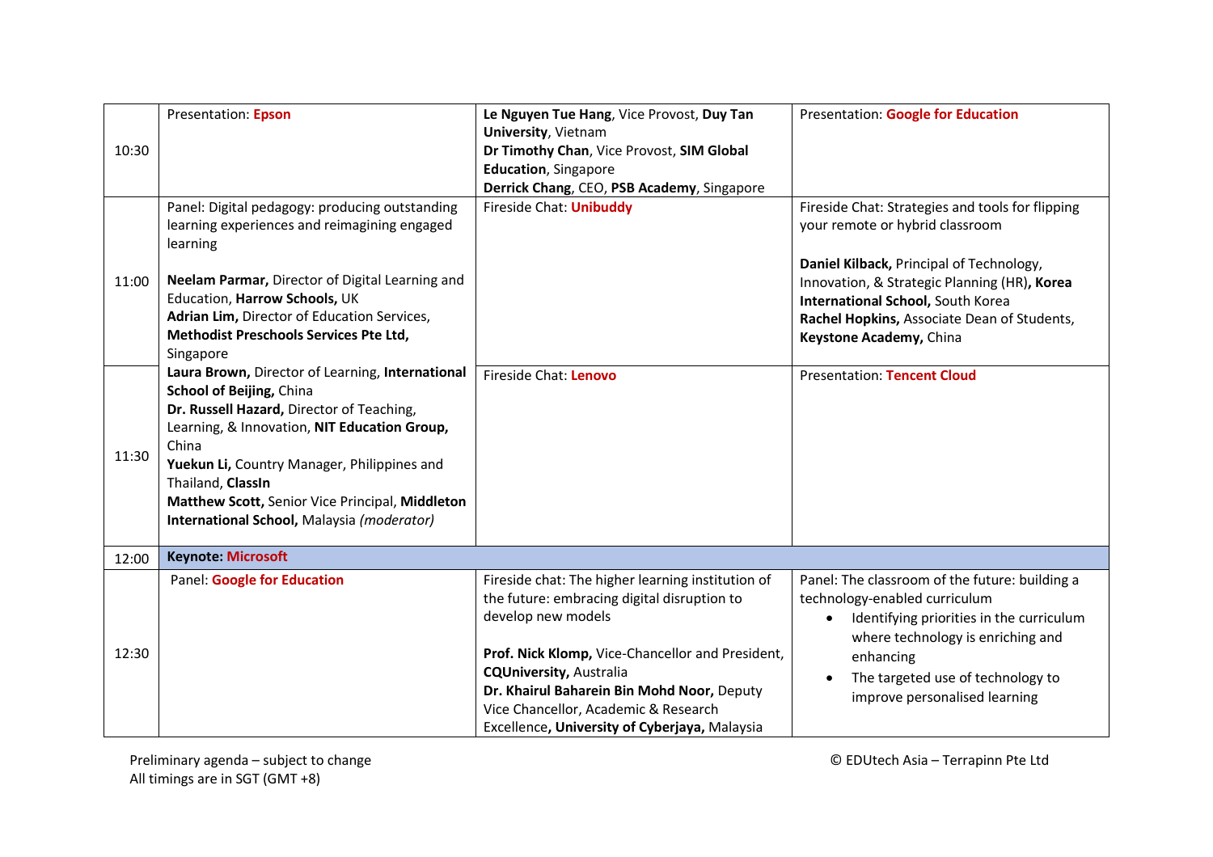| | | | |
|---|---|---|---|
| 10:30 | Presentation: **Epson** | **Le Nguyen Tue Hang**, Vice Provost, **Duy Tan University**, Vietnam<br>**Dr Timothy Chan**, Vice Provost, **SIM Global Education**, Singapore<br>**Derrick Chang**, CEO, **PSB Academy**, Singapore | Presentation: **Google for Education** |
| 11:00 | Panel: Digital pedagogy: producing outstanding learning experiences and reimagining engaged learning<br><br>**Neelam Parmar,** Director of Digital Learning and Education, **Harrow Schools,** UK<br>**Adrian Lim,** Director of Education Services, **Methodist Preschools Services Pte Ltd,** Singapore | Fireside Chat: **Unibuddy** | Fireside Chat: Strategies and tools for flipping your remote or hybrid classroom<br><br>**Daniel Kilback,** Principal of Technology, Innovation, & Strategic Planning (HR)**, Korea International School,** South Korea<br>**Rachel Hopkins,** Associate Dean of Students, **Keystone Academy,** China |
| 11:30 | **Laura Brown,** Director of Learning, **International School of Beijing,** China<br>**Dr. Russell Hazard,** Director of Teaching, Learning, & Innovation, **NIT Education Group,** China<br>**Yuekun Li,** Country Manager, Philippines and Thailand, **ClassIn**<br>**Matthew Scott,** Senior Vice Principal, **Middleton International School,** Malaysia *(moderator)* | Fireside Chat: **Lenovo** | Presentation: **Tencent Cloud** |
| 12:00 | **Keynote: Microsoft** | | |
| 12:30 | Panel: **Google for Education** | Fireside chat: The higher learning institution of the future: embracing digital disruption to develop new models<br><br>**Prof. Nick Klomp,** Vice-Chancellor and President, **CQUniversity,** Australia<br>**Dr. Khairul Baharein Bin Mohd Noor,** Deputy Vice Chancellor, Academic & Research Excellence**, University of Cyberjaya,** Malaysia | Panel: The classroom of the future: building a technology-enabled curriculum<br>• Identifying priorities in the curriculum where technology is enriching and enhancing<br>• The targeted use of technology to improve personalised learning |

Preliminary agenda – subject to change
All timings are in SGT (GMT +8)

© EDUtech Asia – Terrapinn Pte Ltd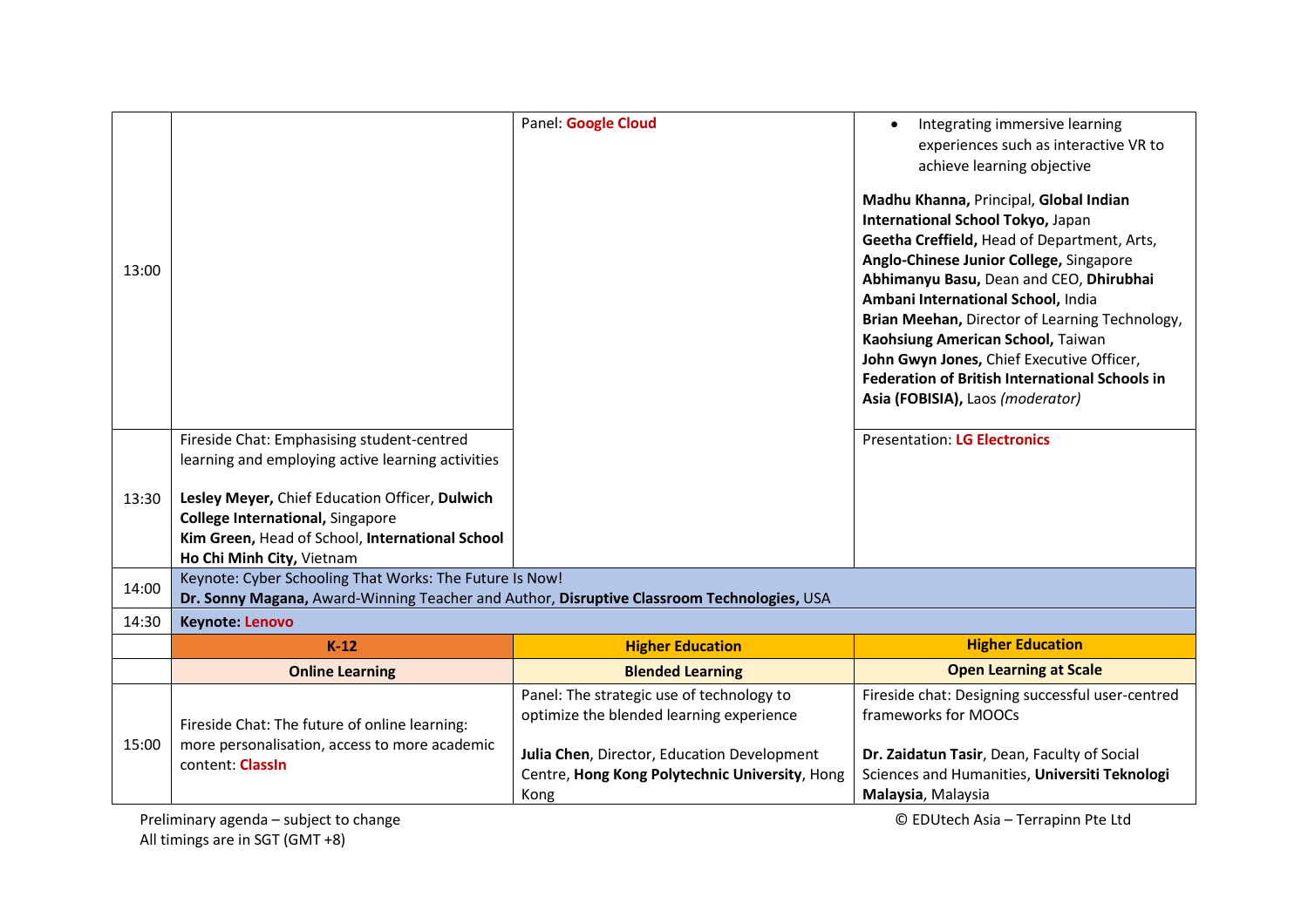| | | | |
|---|---|---|---|
| 13:00 | | Panel: **Google Cloud** | • Integrating immersive learning experiences such as interactive VR to achieve learning objective<br><br>**Madhu Khanna,** Principal, **Global Indian International School Tokyo,** Japan<br>**Geetha Creffield,** Head of Department, Arts, **Anglo-Chinese Junior College,** Singapore<br>**Abhimanyu Basu,** Dean and CEO, **Dhirubhai Ambani International School,** India<br>**Brian Meehan,** Director of Learning Technology, **Kaohsiung American School,** Taiwan<br>**John Gwyn Jones,** Chief Executive Officer, **Federation of British International Schools in Asia (FOBISIA),** Laos *(moderator)* |
| 13:30 | Fireside Chat: Emphasising student-centred learning and employing active learning activities<br><br>**Lesley Meyer,** Chief Education Officer, **Dulwich College International,** Singapore<br>**Kim Green,** Head of School, **International School Ho Chi Minh City,** Vietnam | | Presentation: **LG Electronics** |
| 14:00 | Keynote: Cyber Schooling That Works: The Future Is Now!<br>**Dr. Sonny Magana,** Award-Winning Teacher and Author, **Disruptive Classroom Technologies,** USA | | |
| 14:30 | **Keynote: Lenovo** | | |
| | **K-12** | **Higher Education** | **Higher Education** |
| | **Online Learning** | **Blended Learning** | **Open Learning at Scale** |
| 15:00 | Fireside Chat: The future of online learning: more personalisation, access to more academic content: **ClassIn** | Panel: The strategic use of technology to optimize the blended learning experience<br><br>**Julia Chen**, Director, Education Development Centre, **Hong Kong Polytechnic University**, Hong Kong | Fireside chat: Designing successful user-centred frameworks for MOOCs<br><br>**Dr. Zaidatun Tasir**, Dean, Faculty of Social Sciences and Humanities, **Universiti Teknologi Malaysia**, Malaysia |

Preliminary agenda – subject to change
All timings are in SGT (GMT +8)

© EDUtech Asia – Terrapinn Pte Ltd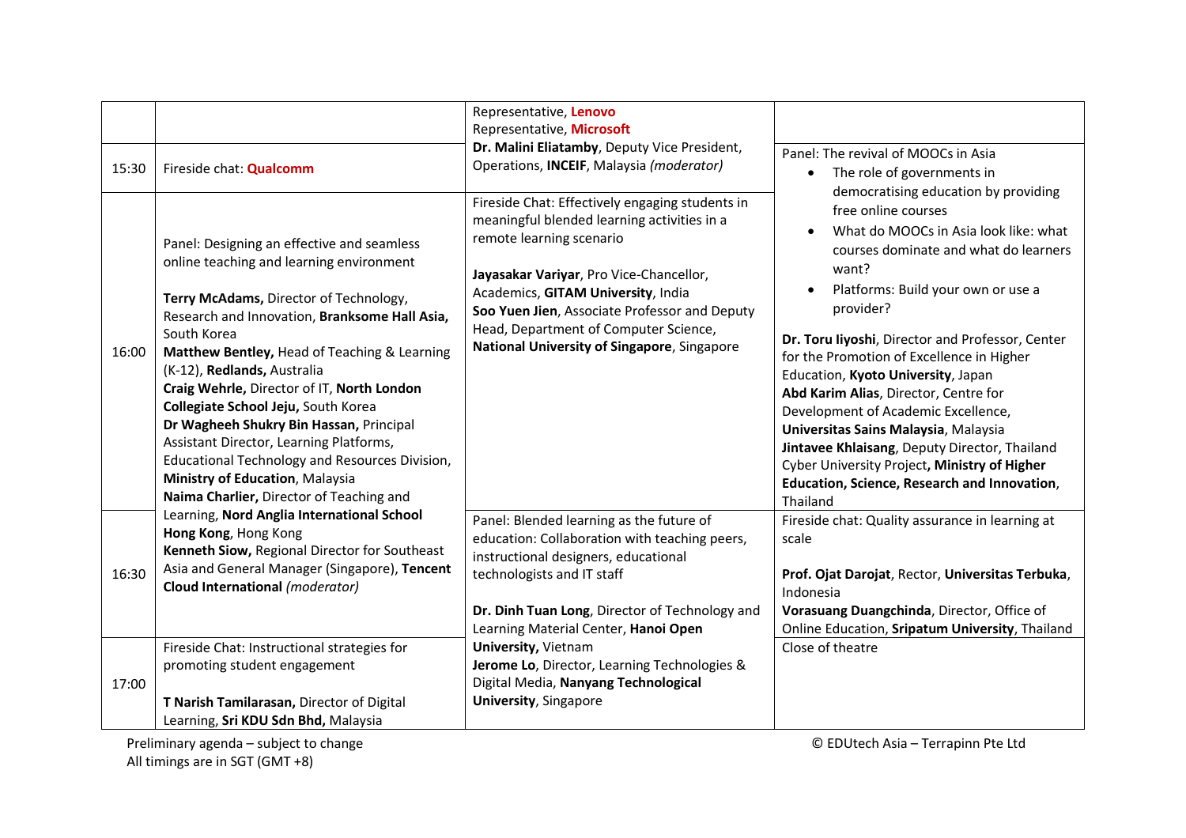| | | | |
|---|---|---|---|
| | | Representative, **Lenovo**<br>Representative, **Microsoft**<br>**Dr. Malini Eliatamby**, Deputy Vice President, Operations, **INCEIF**, Malaysia *(moderator)* | |
| 15:30 | Fireside chat: **Qualcomm** | | Panel: The revival of MOOCs in Asia<br>• The role of governments in democratising education by providing free online courses<br>• What do MOOCs in Asia look like: what courses dominate and what do learners want?<br>• Platforms: Build your own or use a provider?<br><br>**Dr. Toru Iiyoshi**, Director and Professor, Center for the Promotion of Excellence in Higher Education, **Kyoto University**, Japan<br>**Abd Karim Alias**, Director, Centre for Development of Academic Excellence, **Universitas Sains Malaysia**, Malaysia<br>**Jintavee Khlaisang**, Deputy Director, Thailand Cyber University Project**, Ministry of Higher Education, Science, Research and Innovation**, Thailand |
| 16:00 | Panel: Designing an effective and seamless online teaching and learning environment<br><br>**Terry McAdams,** Director of Technology, Research and Innovation, **Branksome Hall Asia,** South Korea<br>**Matthew Bentley,** Head of Teaching & Learning (K-12), **Redlands,** Australia<br>**Craig Wehrle,** Director of IT, **North London Collegiate School Jeju,** South Korea<br>**Dr Wagheeh Shukry Bin Hassan,** Principal Assistant Director, Learning Platforms, Educational Technology and Resources Division, **Ministry of Education**, Malaysia<br>**Naima Charlier,** Director of Teaching and Learning, **Nord Anglia International School Hong Kong**, Hong Kong<br>**Kenneth Siow,** Regional Director for Southeast Asia and General Manager (Singapore), **Tencent Cloud International** *(moderator)* | Fireside Chat: Effectively engaging students in meaningful blended learning activities in a remote learning scenario<br><br>**Jayasakar Variyar**, Pro Vice-Chancellor, Academics, **GITAM University**, India<br>**Soo Yuen Jien**, Associate Professor and Deputy Head, Department of Computer Science, **National University of Singapore**, Singapore | |
| 16:30 | | Panel: Blended learning as the future of education: Collaboration with teaching peers, instructional designers, educational technologists and IT staff<br><br>**Dr. Dinh Tuan Long**, Director of Technology and Learning Material Center, **Hanoi Open University,** Vietnam<br>**Jerome Lo**, Director, Learning Technologies & Digital Media, **Nanyang Technological University**, Singapore | Fireside chat: Quality assurance in learning at scale<br><br>**Prof. Ojat Darojat**, Rector, **Universitas Terbuka**, Indonesia<br>**Vorasuang Duangchinda**, Director, Office of Online Education, **Sripatum University**, Thailand |
| 17:00 | Fireside Chat: Instructional strategies for promoting student engagement<br><br>**T Narish Tamilarasan,** Director of Digital Learning, **Sri KDU Sdn Bhd,** Malaysia | | Close of theatre |

Preliminary agenda – subject to change
All timings are in SGT (GMT +8)

© EDUtech Asia – Terrapinn Pte Ltd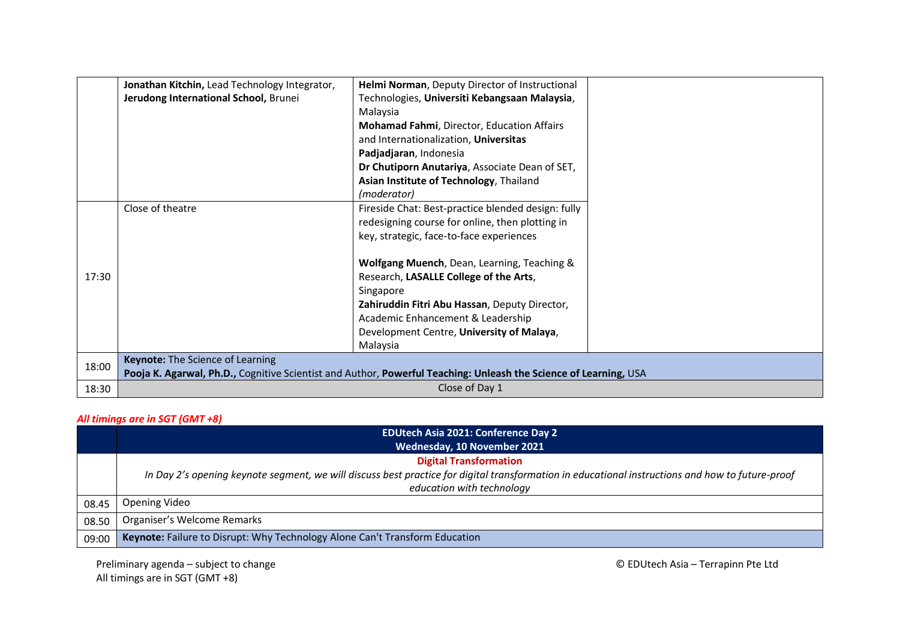| | | | |
|---|---|---|---|
| | **Jonathan Kitchin,** Lead Technology Integrator, **Jerudong International School,** Brunei | **Helmi Norman**, Deputy Director of Instructional Technologies, **Universiti Kebangsaan Malaysia**, Malaysia<br>**Mohamad Fahmi**, Director, Education Affairs and Internationalization, **Universitas Padjadjaran**, Indonesia<br>**Dr Chutiporn Anutariya**, Associate Dean of SET, **Asian Institute of Technology**, Thailand *(moderator)* | |
| 17:30 | Close of theatre | Fireside Chat: Best-practice blended design: fully redesigning course for online, then plotting in key, strategic, face-to-face experiences<br><br>**Wolfgang Muench**, Dean, Learning, Teaching & Research, **LASALLE College of the Arts**, Singapore<br>**Zahiruddin Fitri Abu Hassan**, Deputy Director, Academic Enhancement & Leadership Development Centre, **University of Malaya**, Malaysia | |
| 18:00 | **Keynote:** The Science of Learning<br>**Pooja K. Agarwal, Ph.D.,** Cognitive Scientist and Author, **Powerful Teaching: Unleash the Science of Learning,** USA | | |
| 18:30 | Close of Day 1 | | |

*All timings are in SGT (GMT +8)*

| | |
|---|---|
| | **EDUtech Asia 2021: Conference Day 2**<br>**Wednesday, 10 November 2021** |
| | **Digital Transformation**<br>*In Day 2's opening keynote segment, we will discuss best practice for digital transformation in educational instructions and how to future-proof education with technology* |
| 08.45 | Opening Video |
| 08.50 | Organiser's Welcome Remarks |
| 09:00 | **Keynote:** Failure to Disrupt: Why Technology Alone Can't Transform Education |

Preliminary agenda – subject to change
All timings are in SGT (GMT +8)

© EDUtech Asia – Terrapinn Pte Ltd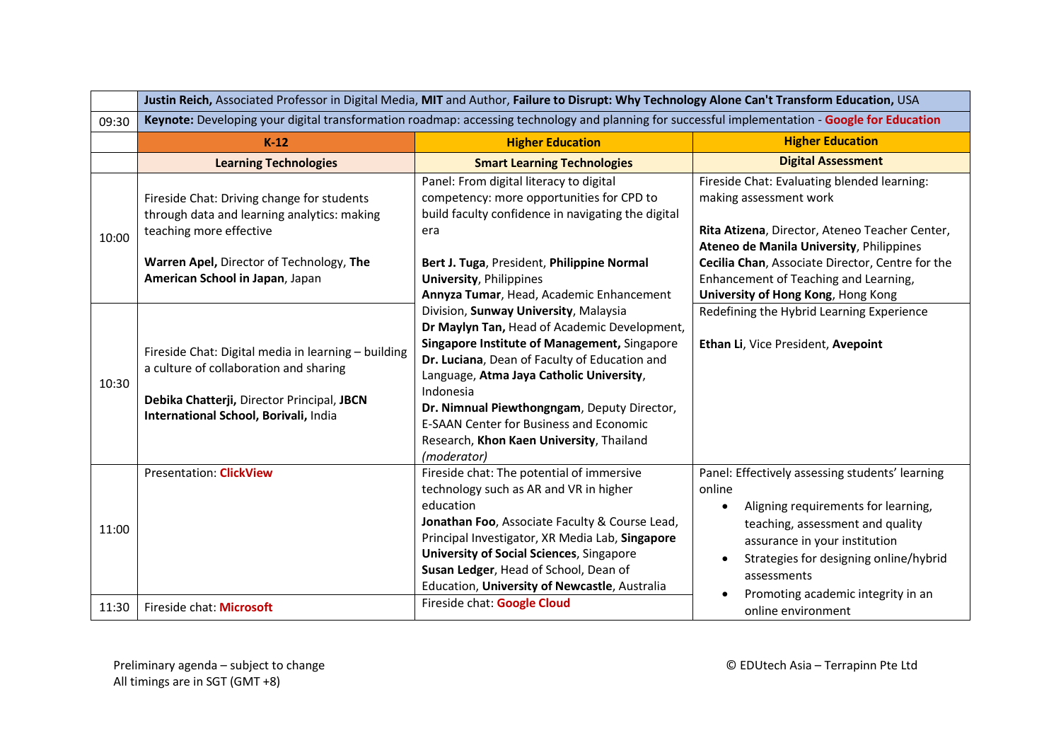| | | | |
|---|---|---|---|
| | **Justin Reich,** Associated Professor in Digital Media, **MIT** and Author, **Failure to Disrupt: Why Technology Alone Can't Transform Education,** USA | | |
| 09:30 | **Keynote:** Developing your digital transformation roadmap: accessing technology and planning for successful implementation - **Google for Education** | | |
| | **K-12** | **Higher Education** | **Higher Education** |
| | **Learning Technologies** | **Smart Learning Technologies** | **Digital Assessment** |
| 10:00 | Fireside Chat: Driving change for students through data and learning analytics: making teaching more effective<br><br>**Warren Apel,** Director of Technology, **The American School in Japan**, Japan | Panel: From digital literacy to digital competency: more opportunities for CPD to build faculty confidence in navigating the digital era<br><br>**Bert J. Tuga**, President, **Philippine Normal University**, Philippines<br>**Annyza Tumar**, Head, Academic Enhancement Division, **Sunway University**, Malaysia<br>**Dr Maylyn Tan,** Head of Academic Development, **Singapore Institute of Management,** Singapore<br>**Dr. Luciana**, Dean of Faculty of Education and Language, **Atma Jaya Catholic University**, Indonesia<br>**Dr. Nimnual Piewthongngam**, Deputy Director, E-SAAN Center for Business and Economic Research, **Khon Kaen University**, Thailand *(moderator)* | Fireside Chat: Evaluating blended learning: making assessment work<br><br>**Rita Atizena**, Director, Ateneo Teacher Center, **Ateneo de Manila University**, Philippines<br>**Cecilia Chan**, Associate Director, Centre for the Enhancement of Teaching and Learning, **University of Hong Kong**, Hong Kong |
| 10:30 | Fireside Chat: Digital media in learning – building a culture of collaboration and sharing<br><br>**Debika Chatterji,** Director Principal, **JBCN International School, Borivali,** India | | Redefining the Hybrid Learning Experience<br><br>**Ethan Li**, Vice President, **Avepoint** |
| 11:00 | Presentation: **ClickView** | Fireside chat: The potential of immersive technology such as AR and VR in higher education<br>**Jonathan Foo**, Associate Faculty & Course Lead, Principal Investigator, XR Media Lab, **Singapore University of Social Sciences**, Singapore<br>**Susan Ledger**, Head of School, Dean of Education, **University of Newcastle**, Australia | Panel: Effectively assessing students' learning online<br>• Aligning requirements for learning, teaching, assessment and quality assurance in your institution<br>• Strategies for designing online/hybrid assessments<br>• Promoting academic integrity in an online environment |
| 11:30 | Fireside chat: **Microsoft** | Fireside chat: **Google Cloud** | |

Preliminary agenda – subject to change
All timings are in SGT (GMT +8)

© EDUtech Asia – Terrapinn Pte Ltd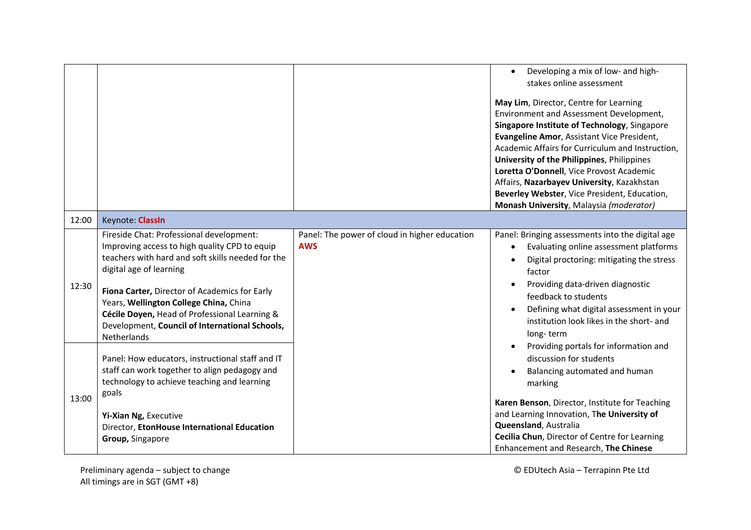| | | | |
|---|---|---|---|
| | | | • Developing a mix of low- and high-stakes online assessment<br><br>**May Lim**, Director, Centre for Learning Environment and Assessment Development, **Singapore Institute of Technology**, Singapore<br>**Evangeline Amor**, Assistant Vice President, Academic Affairs for Curriculum and Instruction, **University of the Philippines**, Philippines<br>**Loretta O'Donnell**, Vice Provost Academic Affairs, **Nazarbayev University**, Kazakhstan<br>**Beverley Webster**, Vice President, Education, **Monash University**, Malaysia *(moderator)* |
| 12:00 | Keynote: **ClassIn** | | |
| 12:30 | Fireside Chat: Professional development: Improving access to high quality CPD to equip teachers with hard and soft skills needed for the digital age of learning<br><br>**Fiona Carter,** Director of Academics for Early Years, **Wellington College China,** China<br>**Cécile Doyen,** Head of Professional Learning & Development, **Council of International Schools,** Netherlands | Panel: The power of cloud in higher education<br>**AWS** | Panel: Bringing assessments into the digital age<br>• Evaluating online assessment platforms<br>• Digital proctoring: mitigating the stress factor<br>• Providing data-driven diagnostic feedback to students<br>• Defining what digital assessment in your institution look likes in the short- and long- term<br>• Providing portals for information and discussion for students<br>• Balancing automated and human marking<br><br>**Karen Benson**, Director, Institute for Teaching and Learning Innovation, T**he University of Queensland**, Australia<br>**Cecilia Chun**, Director of Centre for Learning Enhancement and Research, **The Chinese** |
| 13:00 | Panel: How educators, instructional staff and IT staff can work together to align pedagogy and technology to achieve teaching and learning goals<br><br>**Yi-Xian Ng,** Executive Director, **EtonHouse International Education Group,** Singapore | | |

Preliminary agenda – subject to change
All timings are in SGT (GMT +8)

© EDUtech Asia – Terrapinn Pte Ltd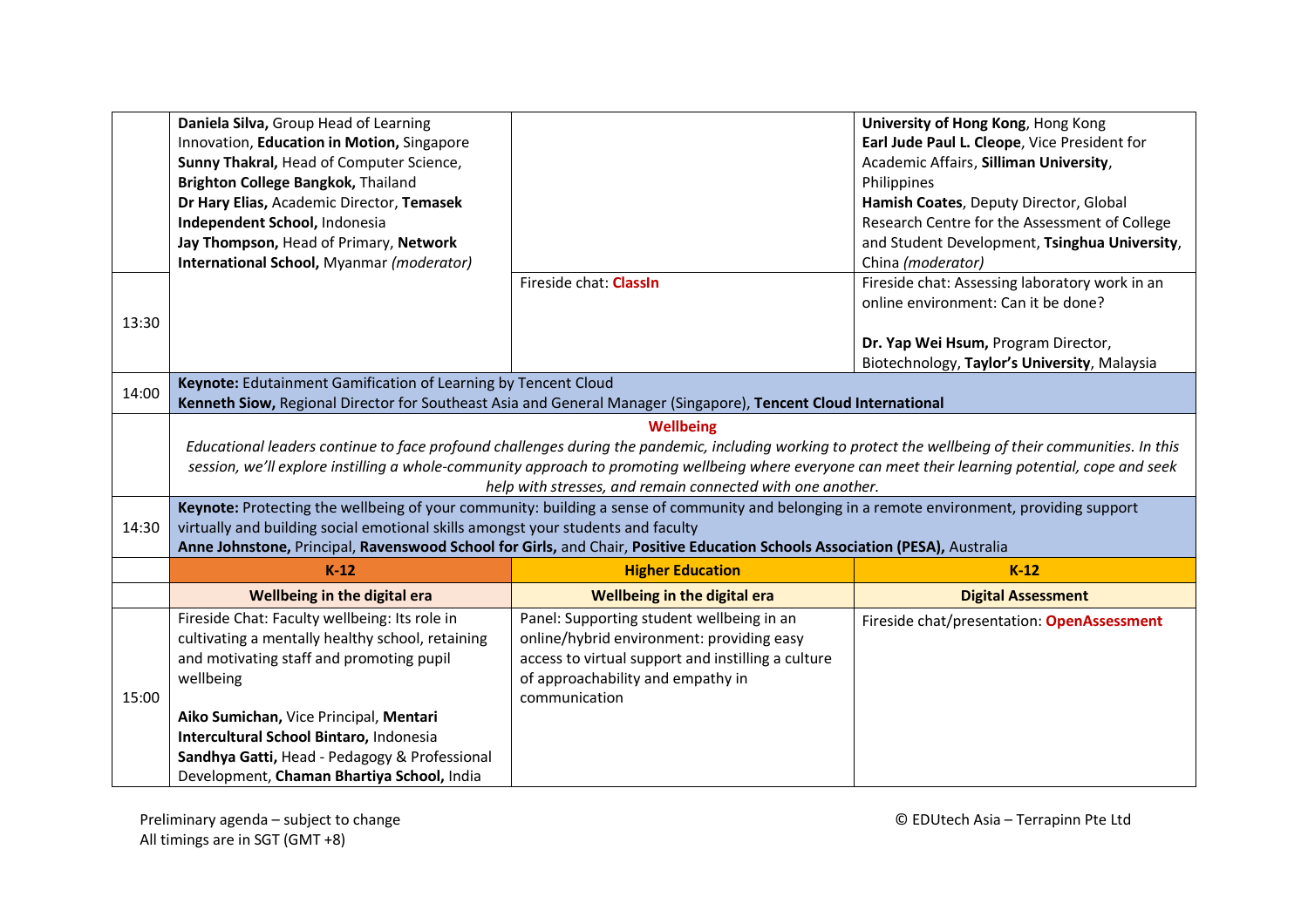| | | | |
|---|---|---|---|
| | **Daniela Silva,** Group Head of Learning Innovation, **Education in Motion,** Singapore<br>**Sunny Thakral,** Head of Computer Science, **Brighton College Bangkok,** Thailand<br>**Dr Hary Elias,** Academic Director, **Temasek Independent School,** Indonesia<br>**Jay Thompson,** Head of Primary, **Network International School,** Myanmar *(moderator)* | | **University of Hong Kong**, Hong Kong<br>**Earl Jude Paul L. Cleope**, Vice President for Academic Affairs, **Silliman University**, Philippines<br>**Hamish Coates**, Deputy Director, Global Research Centre for the Assessment of College and Student Development, **Tsinghua University**, China *(moderator)* |
| 13:30 | | Fireside chat: **ClassIn** | Fireside chat: Assessing laboratory work in an online environment: Can it be done?<br><br>**Dr. Yap Wei Hsum,** Program Director, Biotechnology, **Taylor's University**, Malaysia |
| 14:00 | **Keynote:** Edutainment Gamification of Learning by Tencent Cloud<br>**Kenneth Siow,** Regional Director for Southeast Asia and General Manager (Singapore), **Tencent Cloud International** | | |
| | **Wellbeing**<br>*Educational leaders continue to face profound challenges during the pandemic, including working to protect the wellbeing of their communities. In this session, we'll explore instilling a whole-community approach to promoting wellbeing where everyone can meet their learning potential, cope and seek help with stresses, and remain connected with one another.* | | |
| 14:30 | **Keynote:** Protecting the wellbeing of your community: building a sense of community and belonging in a remote environment, providing support virtually and building social emotional skills amongst your students and faculty<br>**Anne Johnstone,** Principal, **Ravenswood School for Girls,** and Chair, **Positive Education Schools Association (PESA),** Australia | | |
| | **K-12** | **Higher Education** | **K-12** |
| | **Wellbeing in the digital era** | **Wellbeing in the digital era** | **Digital Assessment** |
| 15:00 | Fireside Chat: Faculty wellbeing: Its role in cultivating a mentally healthy school, retaining and motivating staff and promoting pupil wellbeing<br><br>**Aiko Sumichan,** Vice Principal, **Mentari Intercultural School Bintaro,** Indonesia<br>**Sandhya Gatti,** Head - Pedagogy & Professional Development, **Chaman Bhartiya School,** India | Panel: Supporting student wellbeing in an online/hybrid environment: providing easy access to virtual support and instilling a culture of approachability and empathy in communication | Fireside chat/presentation: **OpenAssessment** |

Preliminary agenda – subject to change
All timings are in SGT (GMT +8)

© EDUtech Asia – Terrapinn Pte Ltd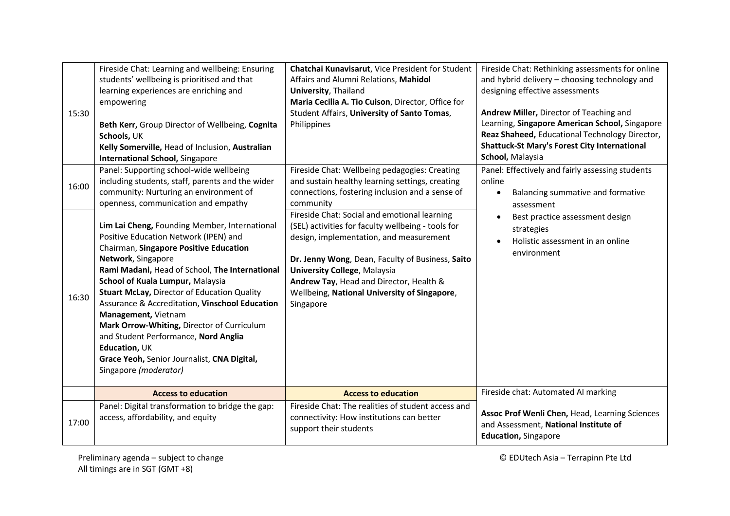| | | | |
|---|---|---|---|
| 15:30 | Fireside Chat: Learning and wellbeing: Ensuring students' wellbeing is prioritised and that learning experiences are enriching and empowering<br><br>**Beth Kerr,** Group Director of Wellbeing, **Cognita Schools,** UK<br>**Kelly Somerville,** Head of Inclusion, **Australian International School,** Singapore | **Chatchai Kunavisarut**, Vice President for Student Affairs and Alumni Relations, **Mahidol University**, Thailand<br>**Maria Cecilia A. Tio Cuison**, Director, Office for Student Affairs, **University of Santo Tomas**, Philippines | Fireside Chat: Rethinking assessments for online and hybrid delivery – choosing technology and designing effective assessments<br><br>**Andrew Miller,** Director of Teaching and Learning, **Singapore American School,** Singapore<br>**Reaz Shaheed,** Educational Technology Director, **Shattuck-St Mary's Forest City International School,** Malaysia |
| 16:00 | Panel: Supporting school-wide wellbeing including students, staff, parents and the wider community: Nurturing an environment of openness, communication and empathy | Fireside Chat: Wellbeing pedagogies: Creating and sustain healthy learning settings, creating connections, fostering inclusion and a sense of community | Panel: Effectively and fairly assessing students online<br>• Balancing summative and formative assessment<br>• Best practice assessment design strategies<br>• Holistic assessment in an online environment |
| 16:30 | **Lim Lai Cheng,** Founding Member, International Positive Education Network (IPEN) and Chairman, **Singapore Positive Education Network**, Singapore<br>**Rami Madani,** Head of School, **The International School of Kuala Lumpur,** Malaysia<br>**Stuart McLay,** Director of Education Quality Assurance & Accreditation, **Vinschool Education Management,** Vietnam<br>**Mark Orrow-Whiting,** Director of Curriculum and Student Performance, **Nord Anglia Education,** UK<br>**Grace Yeoh,** Senior Journalist, **CNA Digital,** Singapore *(moderator)* | Fireside Chat: Social and emotional learning (SEL) activities for faculty wellbeing - tools for design, implementation, and measurement<br><br>**Dr. Jenny Wong**, Dean, Faculty of Business, **Saito University College**, Malaysia<br>**Andrew Tay**, Head and Director, Health & Wellbeing, **National University of Singapore**, Singapore | |
| | **Access to education** | **Access to education** | Fireside chat: Automated AI marking<br><br>**Assoc Prof Wenli Chen,** Head, Learning Sciences and Assessment, **National Institute of Education,** Singapore |
| 17:00 | Panel: Digital transformation to bridge the gap: access, affordability, and equity | Fireside Chat: The realities of student access and connectivity: How institutions can better support their students | |

Preliminary agenda – subject to change
All timings are in SGT (GMT +8)

© EDUtech Asia – Terrapinn Pte Ltd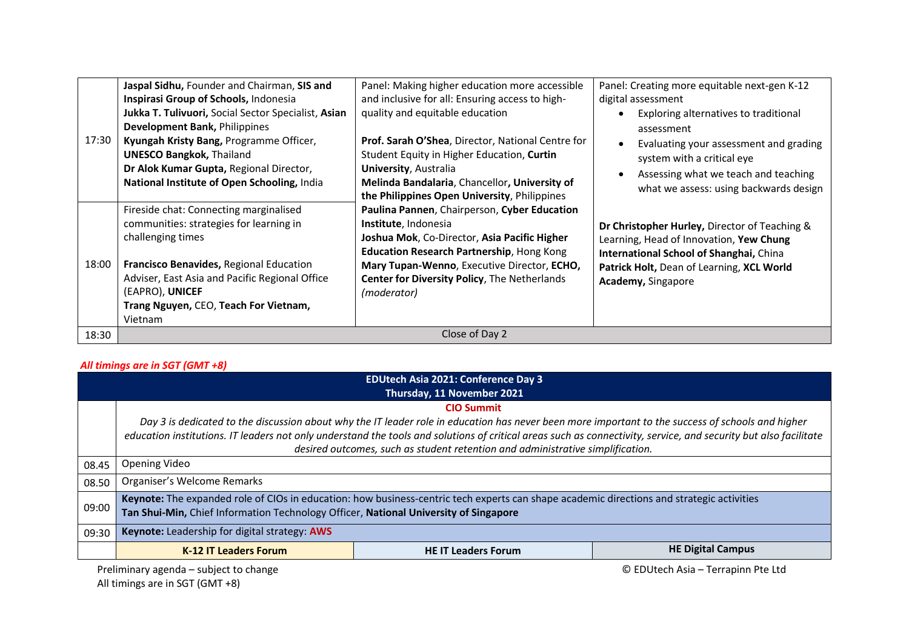| | | | |
|---|---|---|---|
| 17:30 | **Jaspal Sidhu,** Founder and Chairman, **SIS and Inspirasi Group of Schools,** Indonesia<br>**Jukka T. Tulivuori,** Social Sector Specialist, **Asian Development Bank,** Philippines<br>**Kyungah Kristy Bang,** Programme Officer, **UNESCO Bangkok,** Thailand<br>**Dr Alok Kumar Gupta,** Regional Director, **National Institute of Open Schooling,** India | Panel: Making higher education more accessible and inclusive for all: Ensuring access to high-quality and equitable education<br><br>**Prof. Sarah O'Shea**, Director, National Centre for Student Equity in Higher Education, **Curtin University**, Australia<br>**Melinda Bandalaria**, Chancellor**, University of the Philippines Open University**, Philippines<br>**Paulina Pannen**, Chairperson, **Cyber Education Institute**, Indonesia<br>**Joshua Mok**, Co-Director, **Asia Pacific Higher Education Research Partnership**, Hong Kong<br>**Mary Tupan-Wenno**, Executive Director, **ECHO, Center for Diversity Policy**, The Netherlands<br>*(moderator)* | Panel: Creating more equitable next-gen K-12 digital assessment<br>• Exploring alternatives to traditional assessment<br>• Evaluating your assessment and grading system with a critical eye<br>• Assessing what we teach and teaching what we assess: using backwards design<br><br>**Dr Christopher Hurley,** Director of Teaching & Learning, Head of Innovation, **Yew Chung International School of Shanghai,** China<br>**Patrick Holt,** Dean of Learning, **XCL World Academy,** Singapore |
| 18:00 | Fireside chat: Connecting marginalised communities: strategies for learning in challenging times<br><br>**Francisco Benavides,** Regional Education Adviser, East Asia and Pacific Regional Office (EAPRO), **UNICEF**<br>**Trang Nguyen,** CEO, **Teach For Vietnam,** Vietnam | | |
| 18:30 | Close of Day 2 | | |

***All timings are in SGT (GMT +8)***

| | | | |
|---|---|---|---|
| | **EDUtech Asia 2021: Conference Day 3**<br>**Thursday, 11 November 2021** | | |
| | **CIO Summit**<br>*Day 3 is dedicated to the discussion about why the IT leader role in education has never been more important to the success of schools and higher education institutions. IT leaders not only understand the tools and solutions of critical areas such as connectivity, service, and security but also facilitate desired outcomes, such as student retention and administrative simplification.* | | |
| 08.45 | Opening Video | | |
| 08.50 | Organiser's Welcome Remarks | | |
| 09:00 | **Keynote:** The expanded role of CIOs in education: how business-centric tech experts can shape academic directions and strategic activities<br>**Tan Shui-Min,** Chief Information Technology Officer, **National University of Singapore** | | |
| 09:30 | **Keynote:** Leadership for digital strategy: **AWS** | | |
| | **K-12 IT Leaders Forum** | **HE IT Leaders Forum** | **HE Digital Campus** |

Preliminary agenda – subject to change
All timings are in SGT (GMT +8)

© EDUtech Asia – Terrapinn Pte Ltd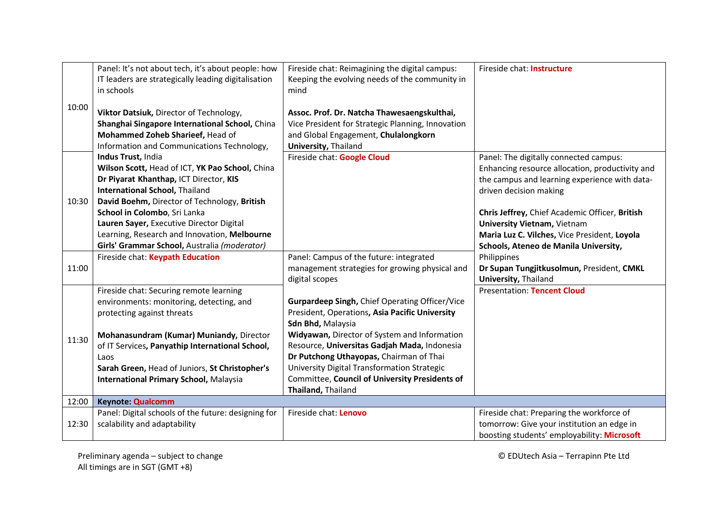| Time | | | |
|---|---|---|---|
| 10:00 | Panel: It's not about tech, it's about people: how IT leaders are strategically leading digitalisation in schools<br><br>**Viktor Datsiuk,** Director of Technology, **Shanghai Singapore International School,** China<br>**Mohammed Zoheb Sharieef,** Head of Information and Communications Technology, **Indus Trust,** India<br>**Wilson Scott,** Head of ICT, **YK Pao School,** China<br>**Dr Piyarat Khanthap,** ICT Director, **KIS International School,** Thailand<br>**David Boehm,** Director of Technology, **British School in Colombo**, Sri Lanka<br>**Lauren Sayer,** Executive Director Digital Learning, Research and Innovation, **Melbourne Girls' Grammar School,** Australia *(moderator)* | Fireside chat: Reimagining the digital campus: Keeping the evolving needs of the community in mind<br><br>**Assoc. Prof. Dr. Natcha Thawesaengskulthai,** Vice President for Strategic Planning, Innovation and Global Engagement, **Chulalongkorn University,** Thailand | Fireside chat: **Instructure** |
| 10:30 | | Fireside chat: **Google Cloud** | Panel: The digitally connected campus: Enhancing resource allocation, productivity and the campus and learning experience with data-driven decision making<br><br>**Chris Jeffrey,** Chief Academic Officer, **British University Vietnam,** Vietnam<br>**Maria Luz C. Vilches,** Vice President, **Loyola Schools, Ateneo de Manila University,** Philippines<br>**Dr Supan Tungjitkusolmun,** President, **CMKL University,** Thailand |
| 11:00 | Fireside chat: **Keypath Education** | Panel: Campus of the future: integrated management strategies for growing physical and digital scopes<br><br>**Gurpardeep Singh,** Chief Operating Officer/Vice President, Operations**, Asia Pacific University Sdn Bhd,** Malaysia<br>**Widyawan,** Director of System and Information Resource, **Universitas Gadjah Mada,** Indonesia<br>**Dr Putchong Uthayopas,** Chairman of Thai University Digital Transformation Strategic Committee, **Council of University Presidents of Thailand,** Thailand | |
| 11:30 | Fireside chat: Securing remote learning environments: monitoring, detecting, and protecting against threats<br><br>**Mohanasundram (Kumar) Muniandy,** Director of IT Services**, Panyathip International School,** Laos<br>**Sarah Green,** Head of Juniors, **St Christopher's International Primary School,** Malaysia | | Presentation: **Tencent Cloud** |
| 12:00 | **Keynote: Qualcomm** | | |
| 12:30 | Panel: Digital schools of the future: designing for scalability and adaptability | Fireside chat: **Lenovo** | Fireside chat: Preparing the workforce of tomorrow: Give your institution an edge in boosting students' employability: **Microsoft** |

Preliminary agenda – subject to change
All timings are in SGT (GMT +8)

© EDUtech Asia – Terrapinn Pte Ltd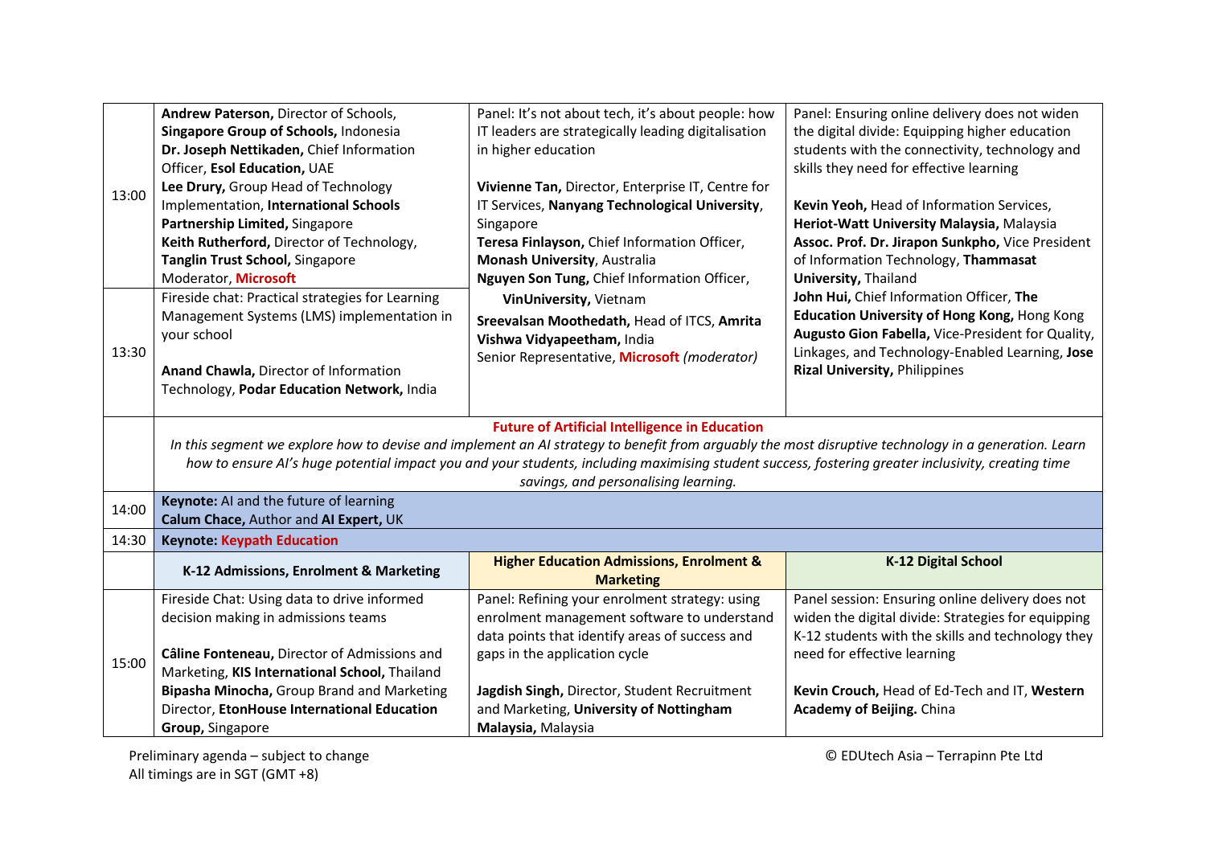| Time | | | |
|---|---|---|---|
| 13:00 | **Andrew Paterson,** Director of Schools, **Singapore Group of Schools,** Indonesia<br>**Dr. Joseph Nettikaden,** Chief Information Officer, **Esol Education,** UAE<br>**Lee Drury,** Group Head of Technology Implementation, **International Schools Partnership Limited,** Singapore<br>**Keith Rutherford,** Director of Technology, **Tanglin Trust School,** Singapore<br>Moderator, **Microsoft** | Panel: It's not about tech, it's about people: how IT leaders are strategically leading digitalisation in higher education<br><br>**Vivienne Tan,** Director, Enterprise IT, Centre for IT Services, **Nanyang Technological University**, Singapore<br>**Teresa Finlayson,** Chief Information Officer, **Monash University**, Australia<br>**Nguyen Son Tung,** Chief Information Officer, **VinUniversity,** Vietnam<br>**Sreevalsan Moothedath,** Head of ITCS, **Amrita Vishwa Vidyapeetham,** India<br>Senior Representative, **Microsoft** *(moderator)* | Panel: Ensuring online delivery does not widen the digital divide: Equipping higher education students with the connectivity, technology and skills they need for effective learning<br><br>**Kevin Yeoh,** Head of Information Services, **Heriot-Watt University Malaysia,** Malaysia<br>**Assoc. Prof. Dr. Jirapon Sunkpho,** Vice President of Information Technology, **Thammasat University,** Thailand<br>**John Hui,** Chief Information Officer, **The Education University of Hong Kong,** Hong Kong<br>**Augusto Gion Fabella,** Vice-President for Quality, Linkages, and Technology-Enabled Learning, **Jose Rizal University,** Philippines |
| 13:30 | Fireside chat: Practical strategies for Learning Management Systems (LMS) implementation in your school<br><br>**Anand Chawla,** Director of Information Technology, **Podar Education Network,** India | | |
| | **Future of Artificial Intelligence in Education**<br>*In this segment we explore how to devise and implement an AI strategy to benefit from arguably the most disruptive technology in a generation. Learn how to ensure AI's huge potential impact you and your students, including maximising student success, fostering greater inclusivity, creating time savings, and personalising learning.* | | |
| 14:00 | **Keynote:** AI and the future of learning<br>**Calum Chace,** Author and **AI Expert,** UK | | |
| 14:30 | **Keynote: Keypath Education** | | |
| | **K-12 Admissions, Enrolment & Marketing** | **Higher Education Admissions, Enrolment & Marketing** | **K-12 Digital School** |
| 15:00 | Fireside Chat: Using data to drive informed decision making in admissions teams<br><br>**Câline Fonteneau,** Director of Admissions and Marketing, **KIS International School,** Thailand<br>**Bipasha Minocha,** Group Brand and Marketing Director, **EtonHouse International Education Group,** Singapore | Panel: Refining your enrolment strategy: using enrolment management software to understand data points that identify areas of success and gaps in the application cycle<br><br>**Jagdish Singh,** Director, Student Recruitment and Marketing, **University of Nottingham Malaysia,** Malaysia | Panel session: Ensuring online delivery does not widen the digital divide: Strategies for equipping K-12 students with the skills and technology they need for effective learning<br><br>**Kevin Crouch,** Head of Ed-Tech and IT, **Western Academy of Beijing.** China |

Preliminary agenda – subject to change
All timings are in SGT (GMT +8)

© EDUtech Asia – Terrapinn Pte Ltd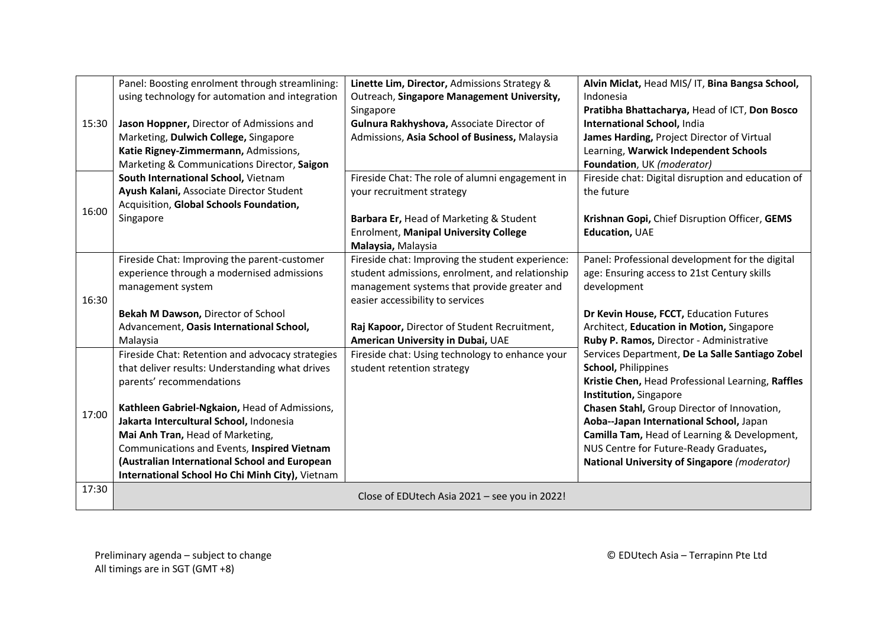| | | | |
|---|---|---|---|
| 15:30 | Panel: Boosting enrolment through streamlining: using technology for automation and integration<br><br>**Jason Hoppner,** Director of Admissions and Marketing, **Dulwich College,** Singapore<br>**Katie Rigney-Zimmermann,** Admissions, Marketing & Communications Director, **Saigon South International School,** Vietnam<br>**Ayush Kalani,** Associate Director Student Acquisition, **Global Schools Foundation,** Singapore | **Linette Lim, Director,** Admissions Strategy & Outreach, **Singapore Management University,** Singapore<br>**Gulnura Rakhyshova,** Associate Director of Admissions, **Asia School of Business,** Malaysia | **Alvin Miclat,** Head MIS/ IT, **Bina Bangsa School,** Indonesia<br>**Pratibha Bhattacharya,** Head of ICT, **Don Bosco International School,** India<br>**James Harding,** Project Director of Virtual Learning, **Warwick Independent Schools Foundation**, UK *(moderator)* |
| 16:00 | | Fireside Chat: The role of alumni engagement in your recruitment strategy<br><br>**Barbara Er,** Head of Marketing & Student Enrolment, **Manipal University College Malaysia,** Malaysia | Fireside chat: Digital disruption and education of the future<br><br>**Krishnan Gopi,** Chief Disruption Officer, **GEMS Education,** UAE |
| 16:30 | Fireside Chat: Improving the parent-customer experience through a modernised admissions management system<br><br>**Bekah M Dawson,** Director of School Advancement, **Oasis International School,** Malaysia | Fireside chat: Improving the student experience: student admissions, enrolment, and relationship management systems that provide greater and easier accessibility to services<br><br>**Raj Kapoor,** Director of Student Recruitment, **American University in Dubai,** UAE | Panel: Professional development for the digital age: Ensuring access to 21st Century skills development<br><br>**Dr Kevin House, FCCT,** Education Futures Architect, **Education in Motion,** Singapore<br>**Ruby P. Ramos,** Director - Administrative Services Department, **De La Salle Santiago Zobel School,** Philippines<br>**Kristie Chen,** Head Professional Learning, **Raffles Institution,** Singapore<br>**Chasen Stahl,** Group Director of Innovation, **Aoba--Japan International School,** Japan<br>**Camilla Tam,** Head of Learning & Development, NUS Centre for Future-Ready Graduates**, National University of Singapore** *(moderator)* |
| 17:00 | Fireside Chat: Retention and advocacy strategies that deliver results: Understanding what drives parents' recommendations<br><br>**Kathleen Gabriel-Ngkaion,** Head of Admissions, **Jakarta Intercultural School,** Indonesia<br>**Mai Anh Tran,** Head of Marketing, Communications and Events, **Inspired Vietnam (Australian International School and European International School Ho Chi Minh City),** Vietnam | Fireside chat: Using technology to enhance your student retention strategy | |
| 17:30 | Close of EDUtech Asia 2021 – see you in 2022! | | |

Preliminary agenda – subject to change
All timings are in SGT (GMT +8)

© EDUtech Asia – Terrapinn Pte Ltd